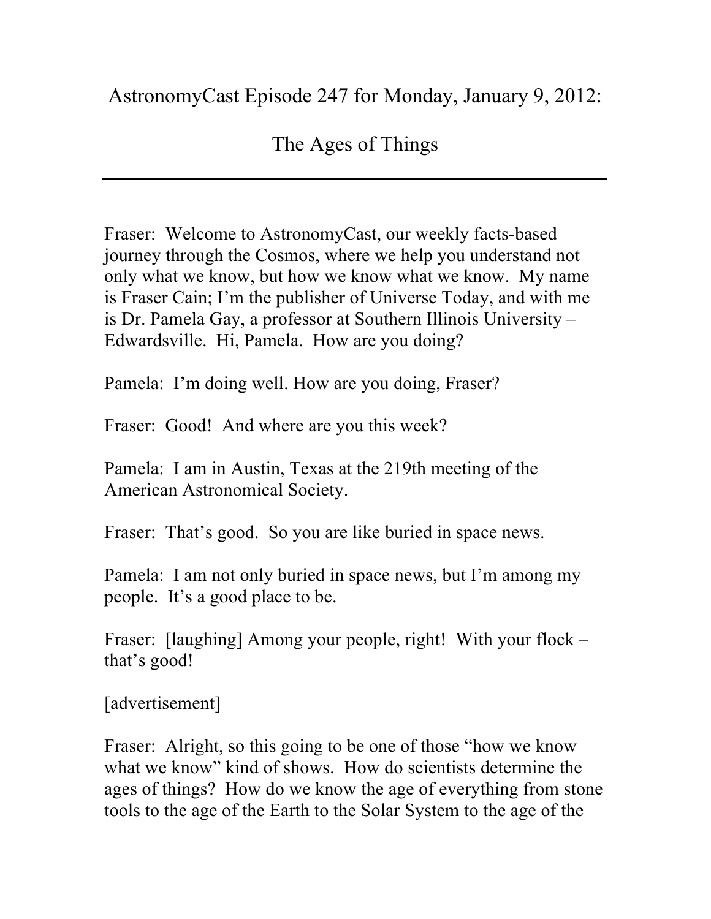# AstronomyCast Episode 247 for Monday, January 9, 2012:

# The Ages of Things

---

Fraser: Welcome to AstronomyCast, our weekly facts-based journey through the Cosmos, where we help you understand not only what we know, but how we know what we know. My name is Fraser Cain; I'm the publisher of Universe Today, and with me is Dr. Pamela Gay, a professor at Southern Illinois University – Edwardsville. Hi, Pamela. How are you doing?

Pamela: I'm doing well. How are you doing, Fraser?

Fraser: Good! And where are you this week?

Pamela: I am in Austin, Texas at the 219th meeting of the American Astronomical Society.

Fraser: That's good. So you are like buried in space news.

Pamela: I am not only buried in space news, but I'm among my people. It's a good place to be.

Fraser: [laughing] Among your people, right! With your flock – that's good!

[advertisement]

Fraser: Alright, so this going to be one of those "how we know what we know" kind of shows. How do scientists determine the ages of things? How do we know the age of everything from stone tools to the age of the Earth to the Solar System to the age of the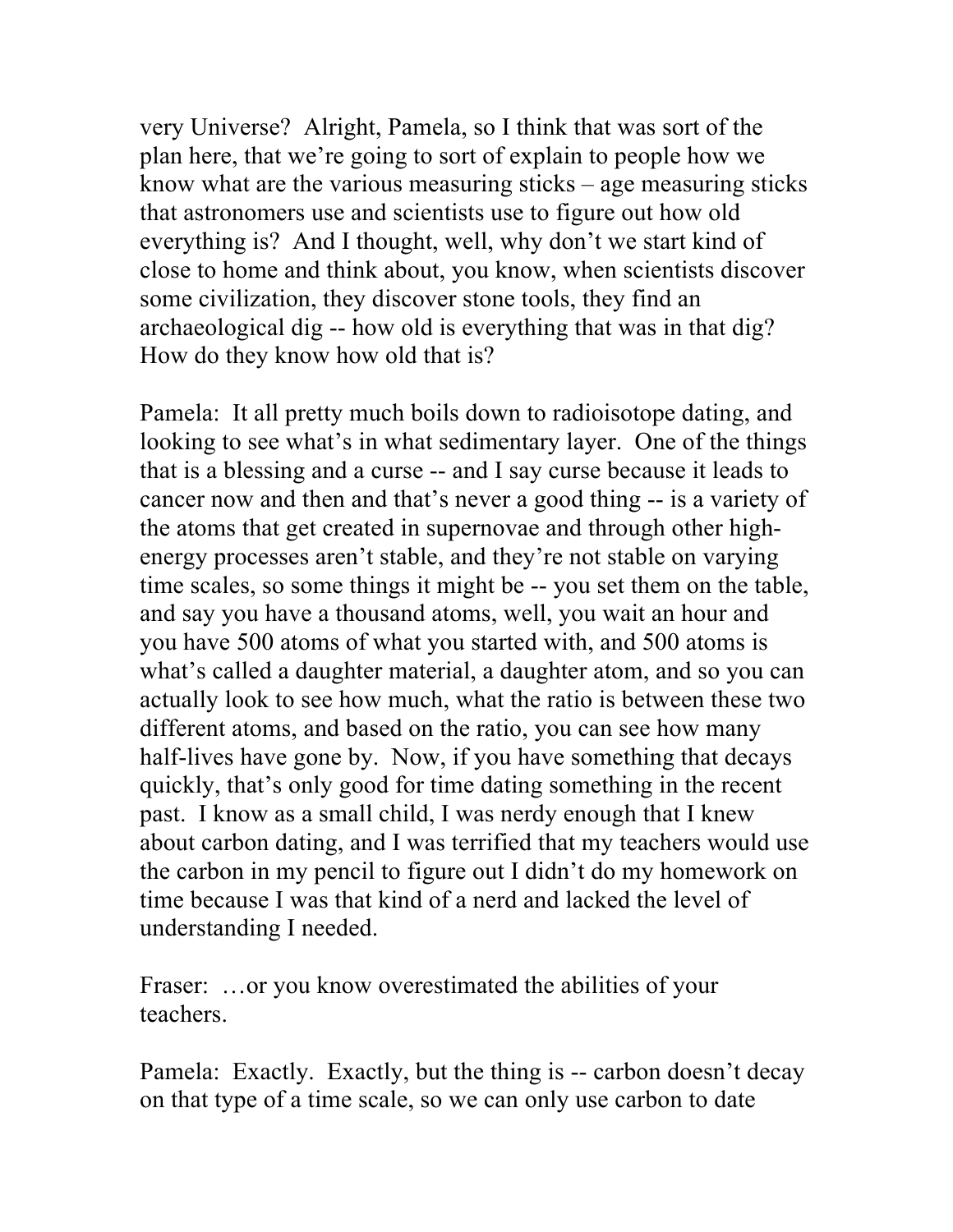very Universe? Alright, Pamela, so I think that was sort of the plan here, that we're going to sort of explain to people how we know what are the various measuring sticks – age measuring sticks that astronomers use and scientists use to figure out how old everything is? And I thought, well, why don't we start kind of close to home and think about, you know, when scientists discover some civilization, they discover stone tools, they find an archaeological dig -- how old is everything that was in that dig? How do they know how old that is?

Pamela: It all pretty much boils down to radioisotope dating, and looking to see what's in what sedimentary layer. One of the things that is a blessing and a curse -- and I say curse because it leads to cancer now and then and that's never a good thing -- is a variety of the atoms that get created in supernovae and through other high-energy processes aren't stable, and they're not stable on varying time scales, so some things it might be -- you set them on the table, and say you have a thousand atoms, well, you wait an hour and you have 500 atoms of what you started with, and 500 atoms is what's called a daughter material, a daughter atom, and so you can actually look to see how much, what the ratio is between these two different atoms, and based on the ratio, you can see how many half-lives have gone by. Now, if you have something that decays quickly, that's only good for time dating something in the recent past. I know as a small child, I was nerdy enough that I knew about carbon dating, and I was terrified that my teachers would use the carbon in my pencil to figure out I didn't do my homework on time because I was that kind of a nerd and lacked the level of understanding I needed.

Fraser: …or you know overestimated the abilities of your teachers.

Pamela: Exactly. Exactly, but the thing is -- carbon doesn't decay on that type of a time scale, so we can only use carbon to date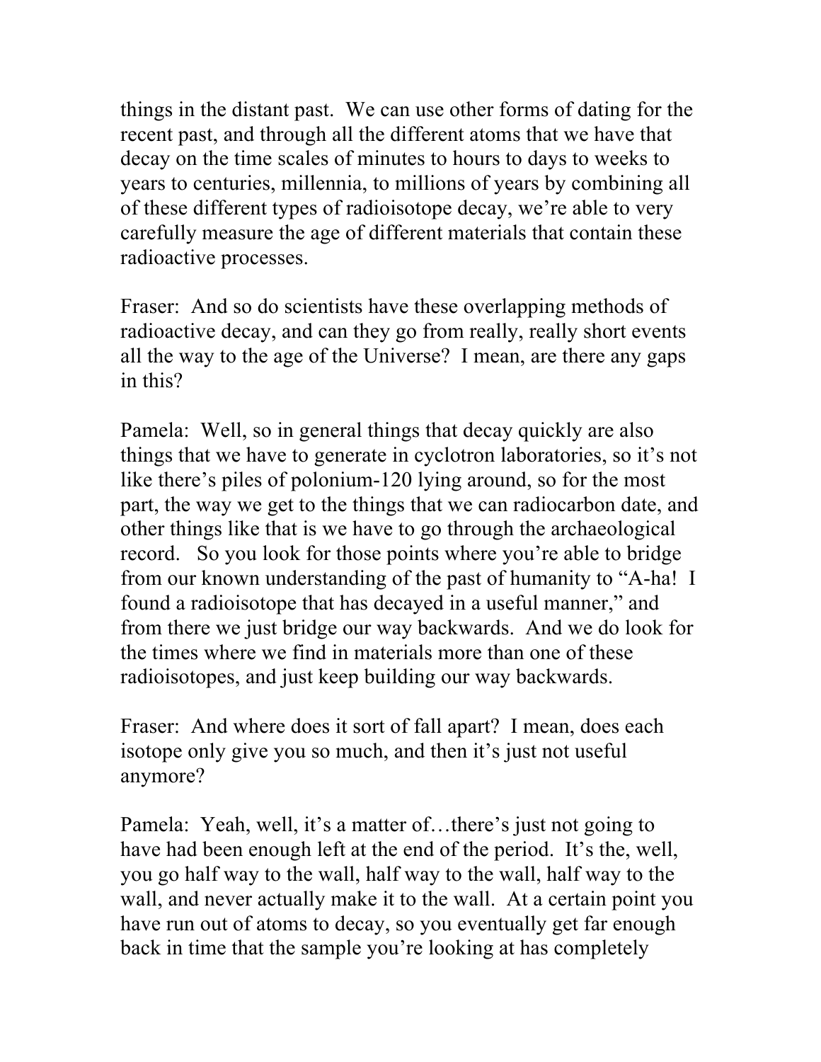things in the distant past. We can use other forms of dating for the recent past, and through all the different atoms that we have that decay on the time scales of minutes to hours to days to weeks to years to centuries, millennia, to millions of years by combining all of these different types of radioisotope decay, we're able to very carefully measure the age of different materials that contain these radioactive processes.

Fraser: And so do scientists have these overlapping methods of radioactive decay, and can they go from really, really short events all the way to the age of the Universe? I mean, are there any gaps in this?

Pamela: Well, so in general things that decay quickly are also things that we have to generate in cyclotron laboratories, so it's not like there's piles of polonium-120 lying around, so for the most part, the way we get to the things that we can radiocarbon date, and other things like that is we have to go through the archaeological record. So you look for those points where you're able to bridge from our known understanding of the past of humanity to "A-ha! I found a radioisotope that has decayed in a useful manner," and from there we just bridge our way backwards. And we do look for the times where we find in materials more than one of these radioisotopes, and just keep building our way backwards.

Fraser: And where does it sort of fall apart? I mean, does each isotope only give you so much, and then it's just not useful anymore?

Pamela: Yeah, well, it's a matter of…there's just not going to have had been enough left at the end of the period. It's the, well, you go half way to the wall, half way to the wall, half way to the wall, and never actually make it to the wall. At a certain point you have run out of atoms to decay, so you eventually get far enough back in time that the sample you're looking at has completely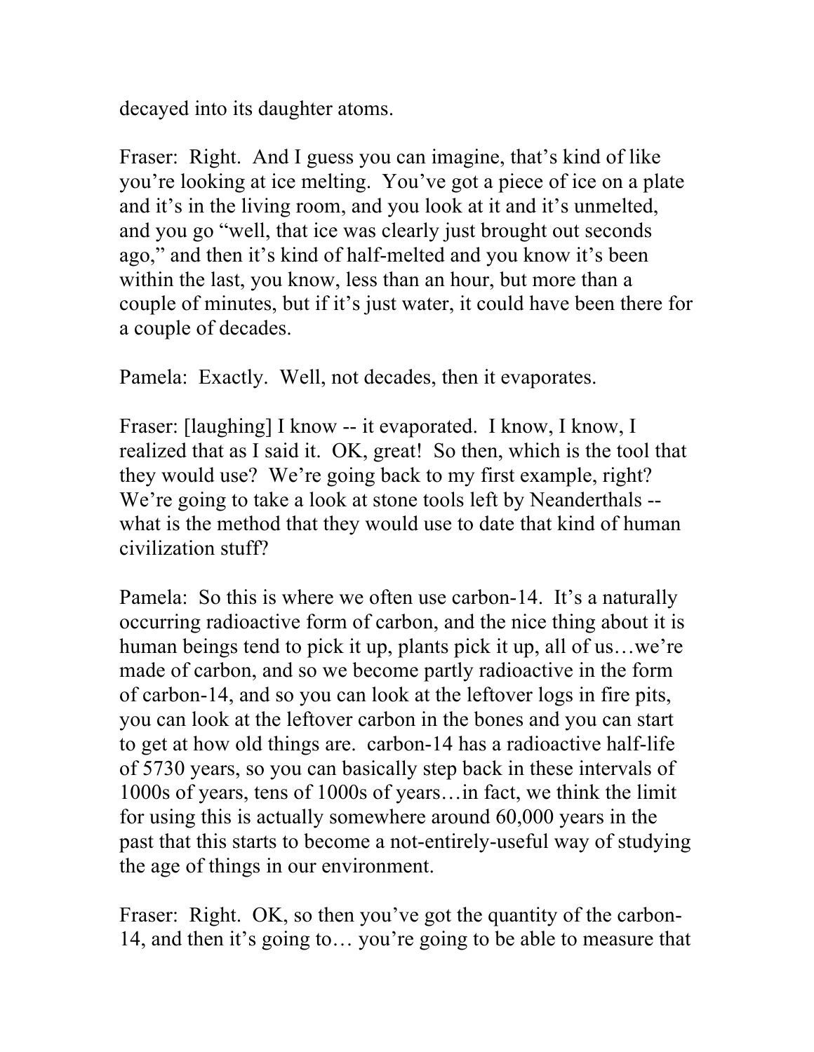decayed into its daughter atoms.

Fraser: Right. And I guess you can imagine, that's kind of like you're looking at ice melting. You've got a piece of ice on a plate and it's in the living room, and you look at it and it's unmelted, and you go "well, that ice was clearly just brought out seconds ago," and then it's kind of half-melted and you know it's been within the last, you know, less than an hour, but more than a couple of minutes, but if it's just water, it could have been there for a couple of decades.

Pamela: Exactly. Well, not decades, then it evaporates.

Fraser: [laughing] I know -- it evaporated. I know, I know, I realized that as I said it. OK, great! So then, which is the tool that they would use? We're going back to my first example, right? We're going to take a look at stone tools left by Neanderthals -- what is the method that they would use to date that kind of human civilization stuff?

Pamela: So this is where we often use carbon-14. It's a naturally occurring radioactive form of carbon, and the nice thing about it is human beings tend to pick it up, plants pick it up, all of us…we're made of carbon, and so we become partly radioactive in the form of carbon-14, and so you can look at the leftover logs in fire pits, you can look at the leftover carbon in the bones and you can start to get at how old things are. carbon-14 has a radioactive half-life of 5730 years, so you can basically step back in these intervals of 1000s of years, tens of 1000s of years…in fact, we think the limit for using this is actually somewhere around 60,000 years in the past that this starts to become a not-entirely-useful way of studying the age of things in our environment.

Fraser: Right. OK, so then you've got the quantity of the carbon-14, and then it's going to… you're going to be able to measure that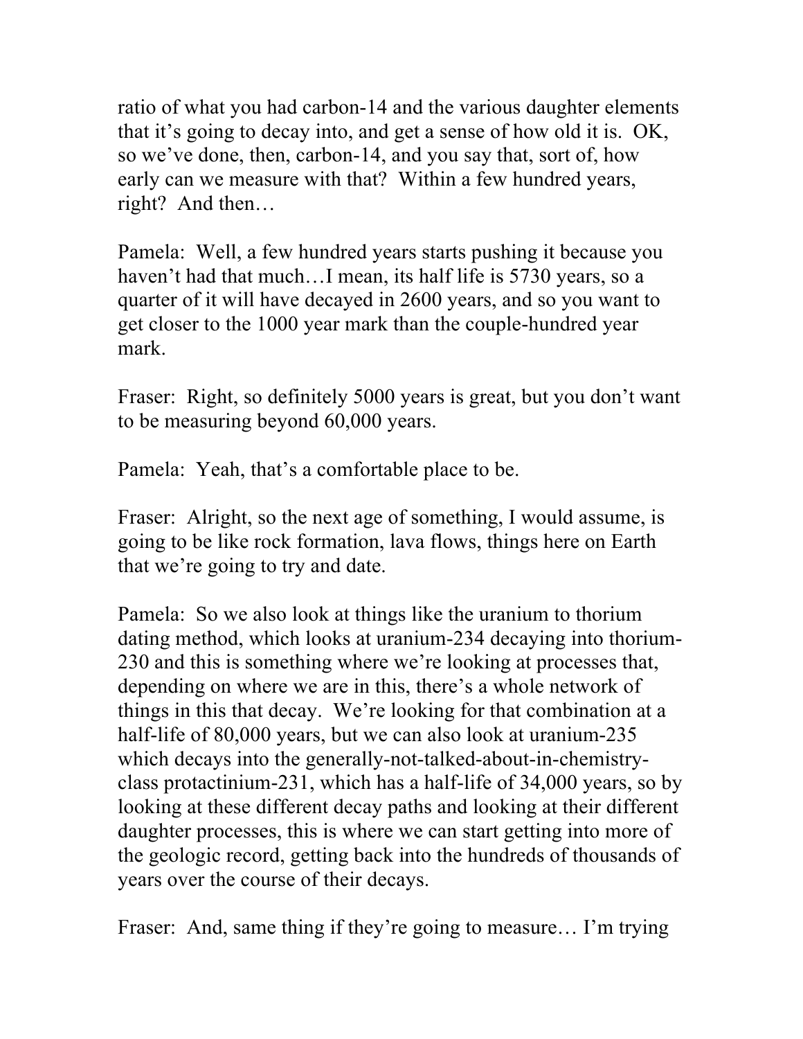ratio of what you had carbon-14 and the various daughter elements that it's going to decay into, and get a sense of how old it is. OK, so we've done, then, carbon-14, and you say that, sort of, how early can we measure with that? Within a few hundred years, right? And then…

Pamela: Well, a few hundred years starts pushing it because you haven't had that much…I mean, its half life is 5730 years, so a quarter of it will have decayed in 2600 years, and so you want to get closer to the 1000 year mark than the couple-hundred year mark.

Fraser: Right, so definitely 5000 years is great, but you don't want to be measuring beyond 60,000 years.

Pamela: Yeah, that's a comfortable place to be.

Fraser: Alright, so the next age of something, I would assume, is going to be like rock formation, lava flows, things here on Earth that we're going to try and date.

Pamela: So we also look at things like the uranium to thorium dating method, which looks at uranium-234 decaying into thorium-230 and this is something where we're looking at processes that, depending on where we are in this, there's a whole network of things in this that decay. We're looking for that combination at a half-life of 80,000 years, but we can also look at uranium-235 which decays into the generally-not-talked-about-in-chemistry-class protactinium-231, which has a half-life of 34,000 years, so by looking at these different decay paths and looking at their different daughter processes, this is where we can start getting into more of the geologic record, getting back into the hundreds of thousands of years over the course of their decays.

Fraser: And, same thing if they're going to measure… I'm trying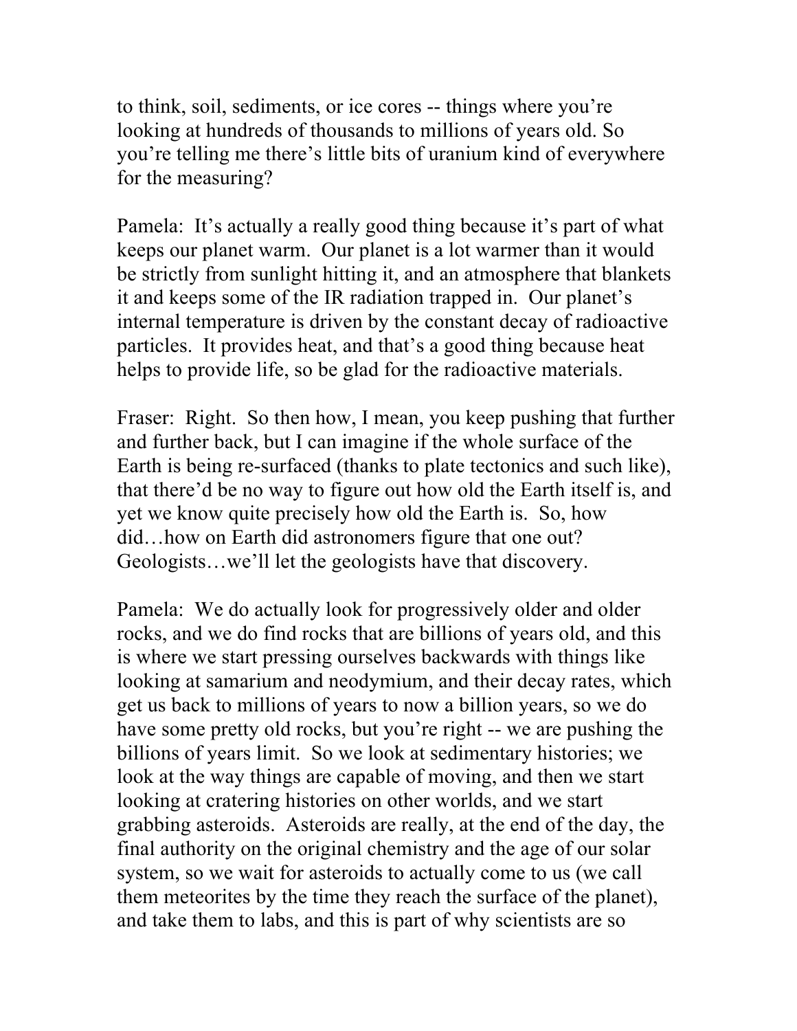to think, soil, sediments, or ice cores -- things where you're looking at hundreds of thousands to millions of years old. So you're telling me there's little bits of uranium kind of everywhere for the measuring?

Pamela: It's actually a really good thing because it's part of what keeps our planet warm. Our planet is a lot warmer than it would be strictly from sunlight hitting it, and an atmosphere that blankets it and keeps some of the IR radiation trapped in. Our planet's internal temperature is driven by the constant decay of radioactive particles. It provides heat, and that's a good thing because heat helps to provide life, so be glad for the radioactive materials.

Fraser: Right. So then how, I mean, you keep pushing that further and further back, but I can imagine if the whole surface of the Earth is being re-surfaced (thanks to plate tectonics and such like), that there'd be no way to figure out how old the Earth itself is, and yet we know quite precisely how old the Earth is. So, how did…how on Earth did astronomers figure that one out? Geologists…we'll let the geologists have that discovery.

Pamela: We do actually look for progressively older and older rocks, and we do find rocks that are billions of years old, and this is where we start pressing ourselves backwards with things like looking at samarium and neodymium, and their decay rates, which get us back to millions of years to now a billion years, so we do have some pretty old rocks, but you're right -- we are pushing the billions of years limit. So we look at sedimentary histories; we look at the way things are capable of moving, and then we start looking at cratering histories on other worlds, and we start grabbing asteroids. Asteroids are really, at the end of the day, the final authority on the original chemistry and the age of our solar system, so we wait for asteroids to actually come to us (we call them meteorites by the time they reach the surface of the planet), and take them to labs, and this is part of why scientists are so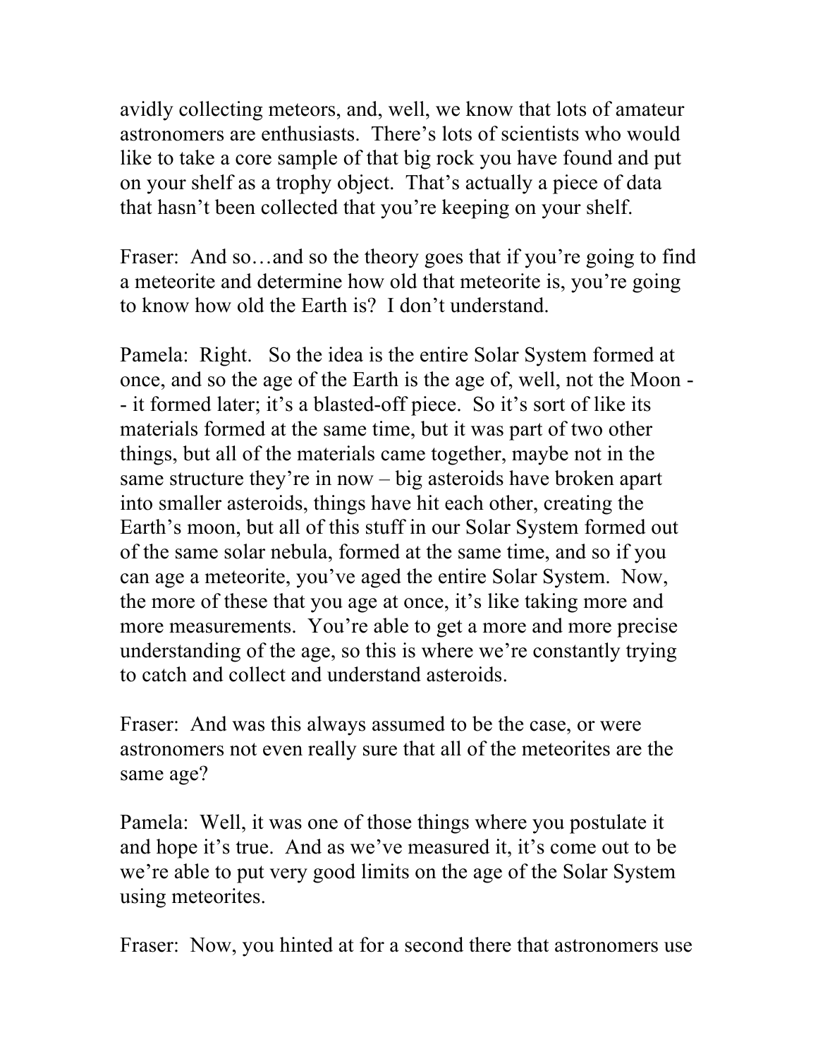avidly collecting meteors, and, well, we know that lots of amateur astronomers are enthusiasts. There's lots of scientists who would like to take a core sample of that big rock you have found and put on your shelf as a trophy object. That's actually a piece of data that hasn't been collected that you're keeping on your shelf.

Fraser: And so…and so the theory goes that if you're going to find a meteorite and determine how old that meteorite is, you're going to know how old the Earth is? I don't understand.

Pamela: Right. So the idea is the entire Solar System formed at once, and so the age of the Earth is the age of, well, not the Moon -- it formed later; it's a blasted-off piece. So it's sort of like its materials formed at the same time, but it was part of two other things, but all of the materials came together, maybe not in the same structure they're in now – big asteroids have broken apart into smaller asteroids, things have hit each other, creating the Earth's moon, but all of this stuff in our Solar System formed out of the same solar nebula, formed at the same time, and so if you can age a meteorite, you've aged the entire Solar System. Now, the more of these that you age at once, it's like taking more and more measurements. You're able to get a more and more precise understanding of the age, so this is where we're constantly trying to catch and collect and understand asteroids.

Fraser: And was this always assumed to be the case, or were astronomers not even really sure that all of the meteorites are the same age?

Pamela: Well, it was one of those things where you postulate it and hope it's true. And as we've measured it, it's come out to be we're able to put very good limits on the age of the Solar System using meteorites.

Fraser: Now, you hinted at for a second there that astronomers use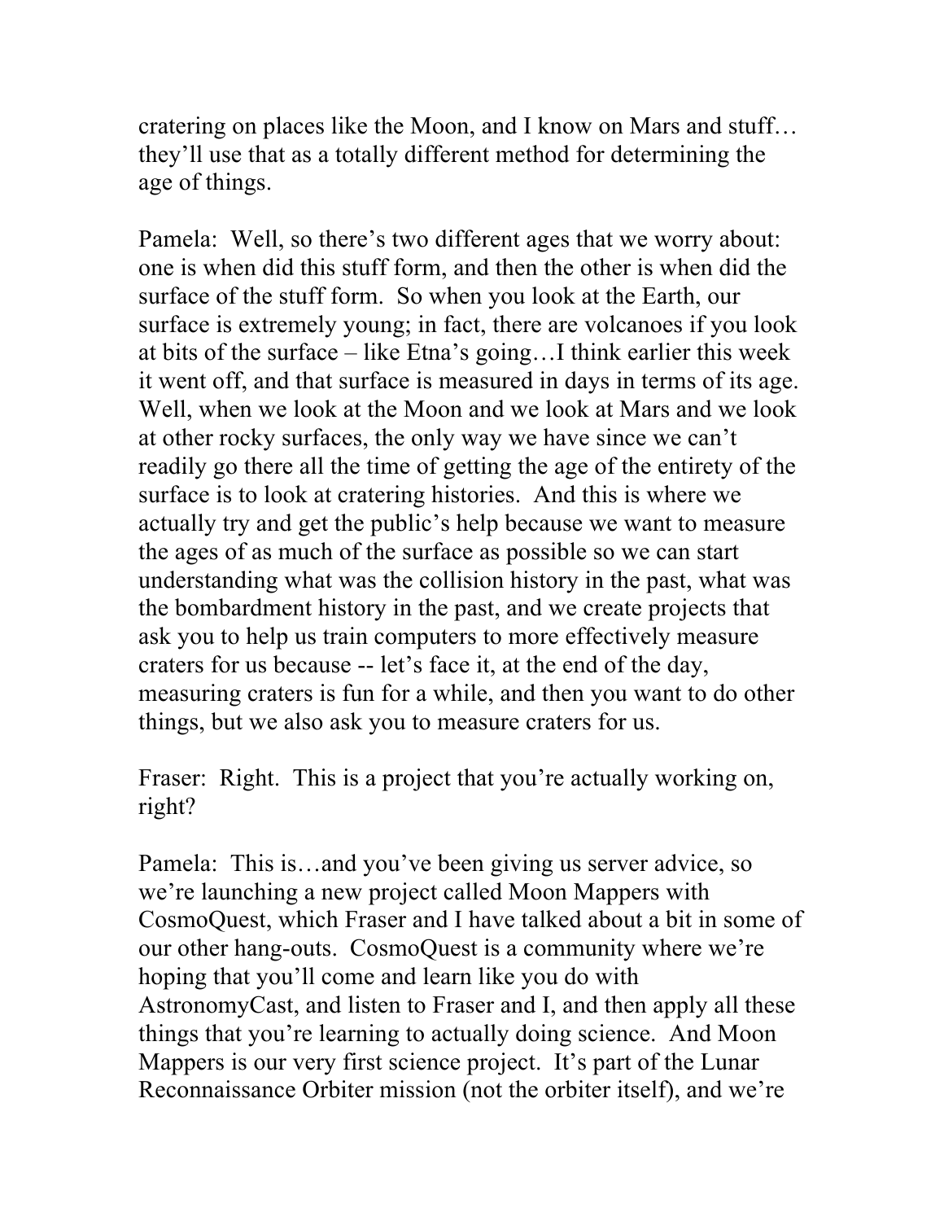cratering on places like the Moon, and I know on Mars and stuff… they'll use that as a totally different method for determining the age of things.

Pamela: Well, so there's two different ages that we worry about: one is when did this stuff form, and then the other is when did the surface of the stuff form. So when you look at the Earth, our surface is extremely young; in fact, there are volcanoes if you look at bits of the surface – like Etna's going…I think earlier this week it went off, and that surface is measured in days in terms of its age. Well, when we look at the Moon and we look at Mars and we look at other rocky surfaces, the only way we have since we can't readily go there all the time of getting the age of the entirety of the surface is to look at cratering histories. And this is where we actually try and get the public's help because we want to measure the ages of as much of the surface as possible so we can start understanding what was the collision history in the past, what was the bombardment history in the past, and we create projects that ask you to help us train computers to more effectively measure craters for us because -- let's face it, at the end of the day, measuring craters is fun for a while, and then you want to do other things, but we also ask you to measure craters for us.

Fraser: Right. This is a project that you're actually working on, right?

Pamela: This is…and you've been giving us server advice, so we're launching a new project called Moon Mappers with CosmoQuest, which Fraser and I have talked about a bit in some of our other hang-outs. CosmoQuest is a community where we're hoping that you'll come and learn like you do with AstronomyCast, and listen to Fraser and I, and then apply all these things that you're learning to actually doing science. And Moon Mappers is our very first science project. It's part of the Lunar Reconnaissance Orbiter mission (not the orbiter itself), and we're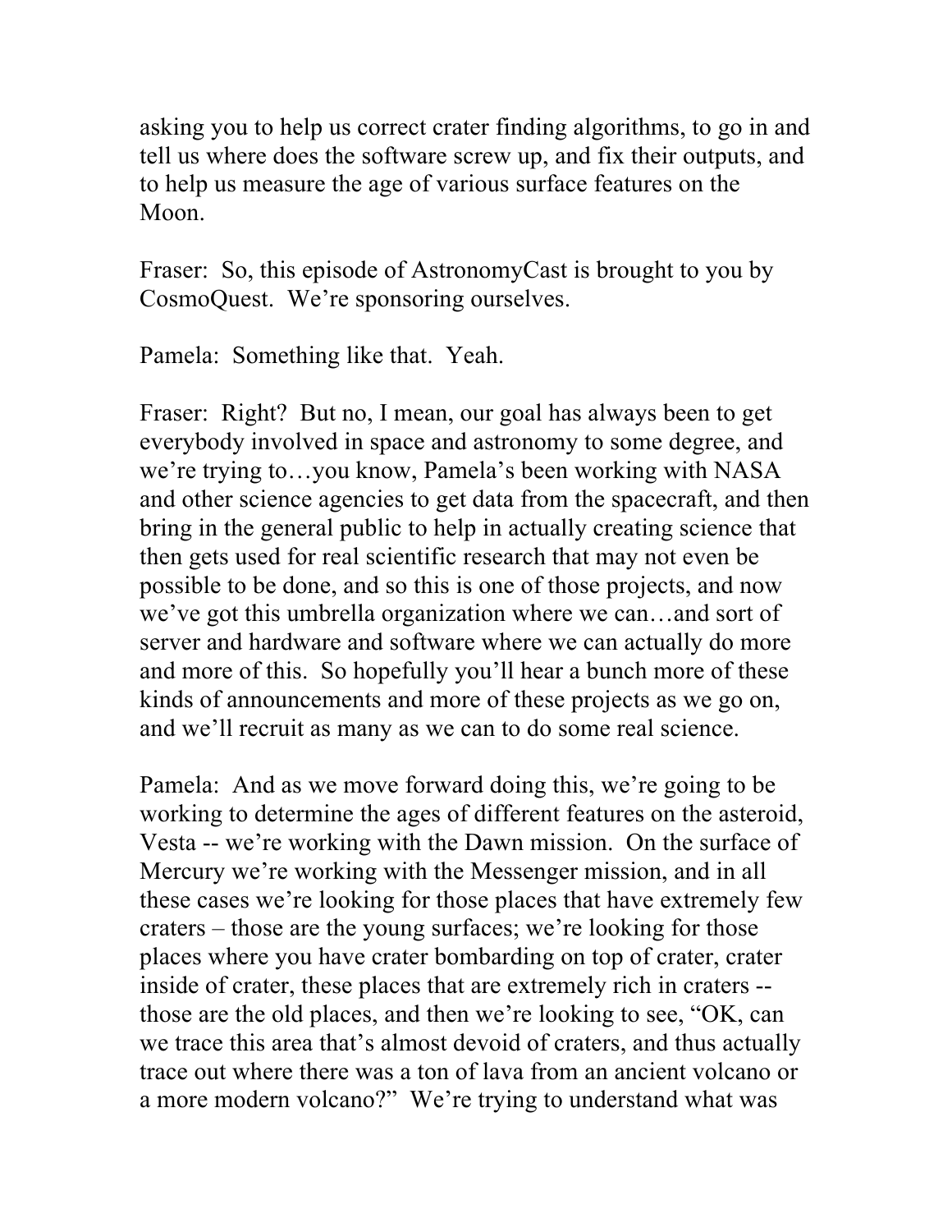asking you to help us correct crater finding algorithms, to go in and tell us where does the software screw up, and fix their outputs, and to help us measure the age of various surface features on the Moon.

Fraser: So, this episode of AstronomyCast is brought to you by CosmoQuest. We're sponsoring ourselves.

Pamela: Something like that. Yeah.

Fraser: Right? But no, I mean, our goal has always been to get everybody involved in space and astronomy to some degree, and we're trying to…you know, Pamela's been working with NASA and other science agencies to get data from the spacecraft, and then bring in the general public to help in actually creating science that then gets used for real scientific research that may not even be possible to be done, and so this is one of those projects, and now we've got this umbrella organization where we can…and sort of server and hardware and software where we can actually do more and more of this. So hopefully you'll hear a bunch more of these kinds of announcements and more of these projects as we go on, and we'll recruit as many as we can to do some real science.

Pamela: And as we move forward doing this, we're going to be working to determine the ages of different features on the asteroid, Vesta -- we're working with the Dawn mission. On the surface of Mercury we're working with the Messenger mission, and in all these cases we're looking for those places that have extremely few craters – those are the young surfaces; we're looking for those places where you have crater bombarding on top of crater, crater inside of crater, these places that are extremely rich in craters -- those are the old places, and then we're looking to see, "OK, can we trace this area that's almost devoid of craters, and thus actually trace out where there was a ton of lava from an ancient volcano or a more modern volcano?" We're trying to understand what was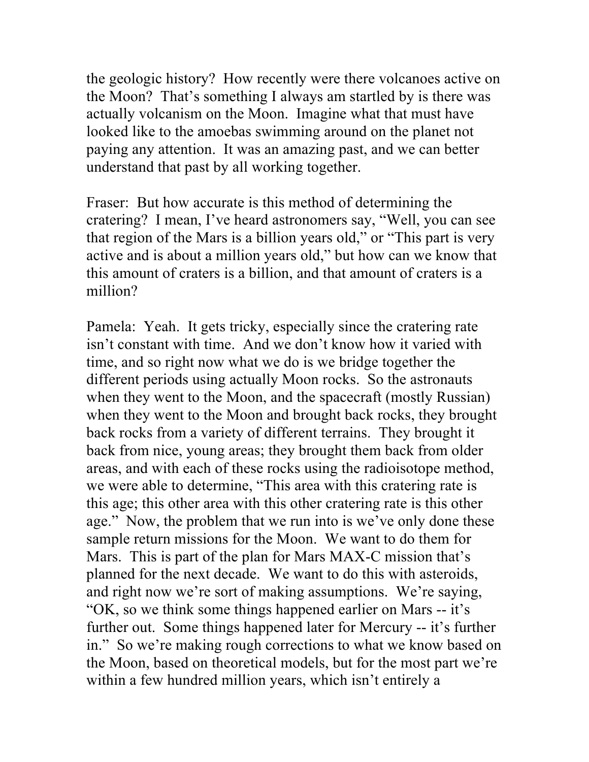the geologic history? How recently were there volcanoes active on the Moon? That's something I always am startled by is there was actually volcanism on the Moon. Imagine what that must have looked like to the amoebas swimming around on the planet not paying any attention. It was an amazing past, and we can better understand that past by all working together.

Fraser: But how accurate is this method of determining the cratering? I mean, I've heard astronomers say, "Well, you can see that region of the Mars is a billion years old," or "This part is very active and is about a million years old," but how can we know that this amount of craters is a billion, and that amount of craters is a million?

Pamela: Yeah. It gets tricky, especially since the cratering rate isn't constant with time. And we don't know how it varied with time, and so right now what we do is we bridge together the different periods using actually Moon rocks. So the astronauts when they went to the Moon, and the spacecraft (mostly Russian) when they went to the Moon and brought back rocks, they brought back rocks from a variety of different terrains. They brought it back from nice, young areas; they brought them back from older areas, and with each of these rocks using the radioisotope method, we were able to determine, "This area with this cratering rate is this age; this other area with this other cratering rate is this other age." Now, the problem that we run into is we've only done these sample return missions for the Moon. We want to do them for Mars. This is part of the plan for Mars MAX-C mission that's planned for the next decade. We want to do this with asteroids, and right now we're sort of making assumptions. We're saying, "OK, so we think some things happened earlier on Mars -- it's further out. Some things happened later for Mercury -- it's further in." So we're making rough corrections to what we know based on the Moon, based on theoretical models, but for the most part we're within a few hundred million years, which isn't entirely a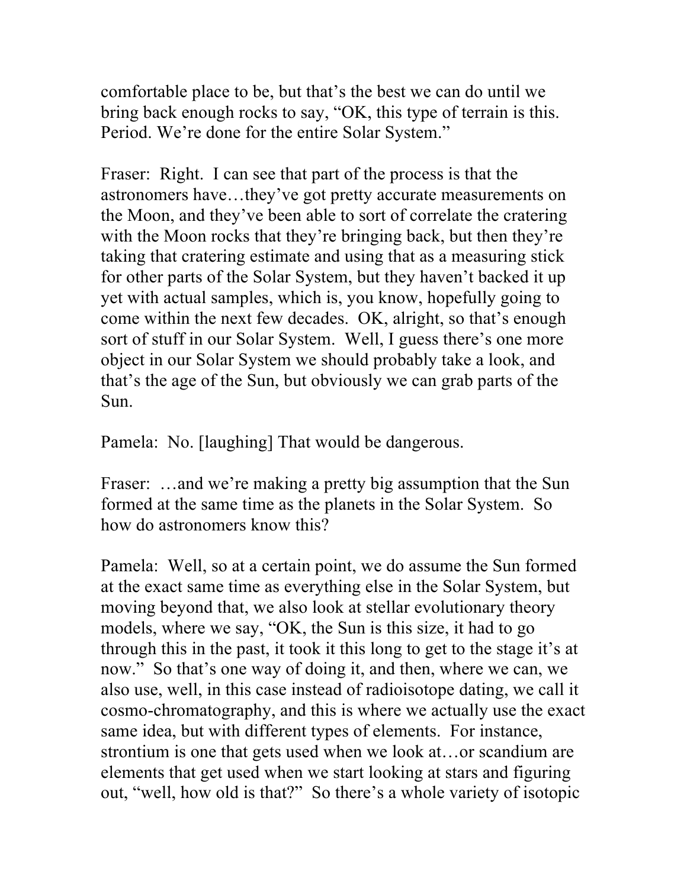comfortable place to be, but that's the best we can do until we bring back enough rocks to say, "OK, this type of terrain is this. Period. We're done for the entire Solar System."

Fraser: Right. I can see that part of the process is that the astronomers have…they've got pretty accurate measurements on the Moon, and they've been able to sort of correlate the cratering with the Moon rocks that they're bringing back, but then they're taking that cratering estimate and using that as a measuring stick for other parts of the Solar System, but they haven't backed it up yet with actual samples, which is, you know, hopefully going to come within the next few decades. OK, alright, so that's enough sort of stuff in our Solar System. Well, I guess there's one more object in our Solar System we should probably take a look, and that's the age of the Sun, but obviously we can grab parts of the Sun.

Pamela: No. [laughing] That would be dangerous.

Fraser: …and we're making a pretty big assumption that the Sun formed at the same time as the planets in the Solar System. So how do astronomers know this?

Pamela: Well, so at a certain point, we do assume the Sun formed at the exact same time as everything else in the Solar System, but moving beyond that, we also look at stellar evolutionary theory models, where we say, "OK, the Sun is this size, it had to go through this in the past, it took it this long to get to the stage it's at now." So that's one way of doing it, and then, where we can, we also use, well, in this case instead of radioisotope dating, we call it cosmo-chromatography, and this is where we actually use the exact same idea, but with different types of elements. For instance, strontium is one that gets used when we look at…or scandium are elements that get used when we start looking at stars and figuring out, "well, how old is that?" So there's a whole variety of isotopic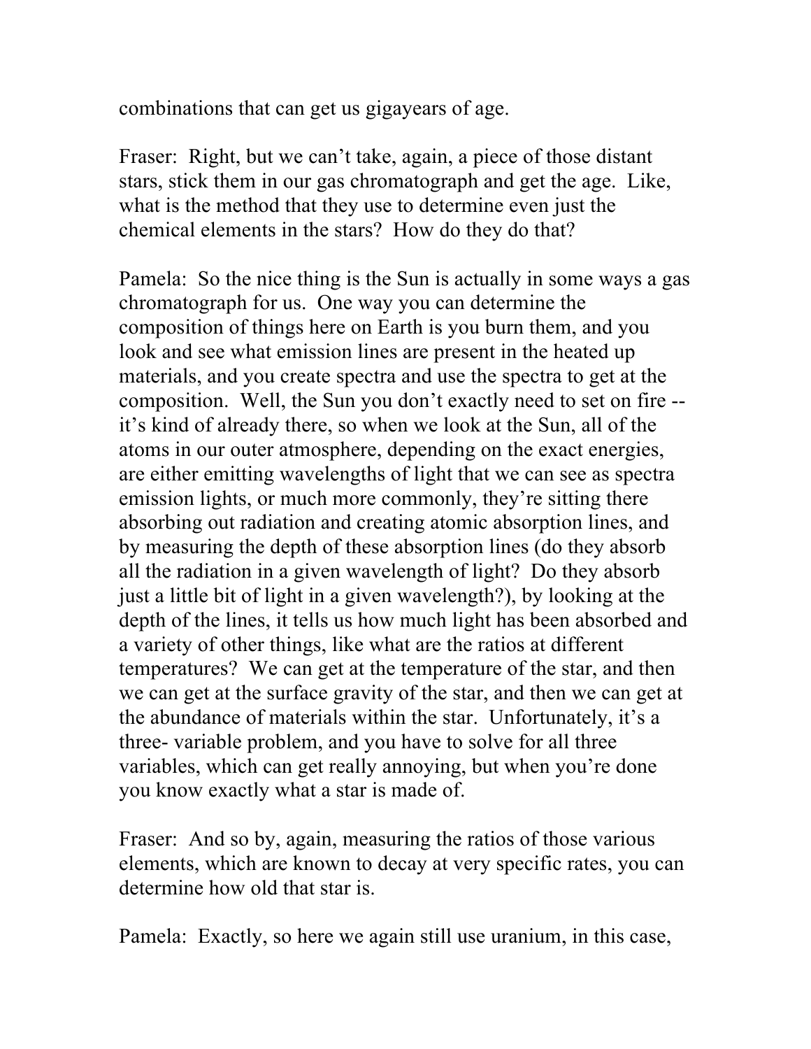combinations that can get us gigayears of age.

Fraser: Right, but we can't take, again, a piece of those distant stars, stick them in our gas chromatograph and get the age. Like, what is the method that they use to determine even just the chemical elements in the stars? How do they do that?

Pamela: So the nice thing is the Sun is actually in some ways a gas chromatograph for us. One way you can determine the composition of things here on Earth is you burn them, and you look and see what emission lines are present in the heated up materials, and you create spectra and use the spectra to get at the composition. Well, the Sun you don't exactly need to set on fire -- it's kind of already there, so when we look at the Sun, all of the atoms in our outer atmosphere, depending on the exact energies, are either emitting wavelengths of light that we can see as spectra emission lights, or much more commonly, they're sitting there absorbing out radiation and creating atomic absorption lines, and by measuring the depth of these absorption lines (do they absorb all the radiation in a given wavelength of light? Do they absorb just a little bit of light in a given wavelength?), by looking at the depth of the lines, it tells us how much light has been absorbed and a variety of other things, like what are the ratios at different temperatures? We can get at the temperature of the star, and then we can get at the surface gravity of the star, and then we can get at the abundance of materials within the star. Unfortunately, it's a three- variable problem, and you have to solve for all three variables, which can get really annoying, but when you're done you know exactly what a star is made of.

Fraser: And so by, again, measuring the ratios of those various elements, which are known to decay at very specific rates, you can determine how old that star is.

Pamela: Exactly, so here we again still use uranium, in this case,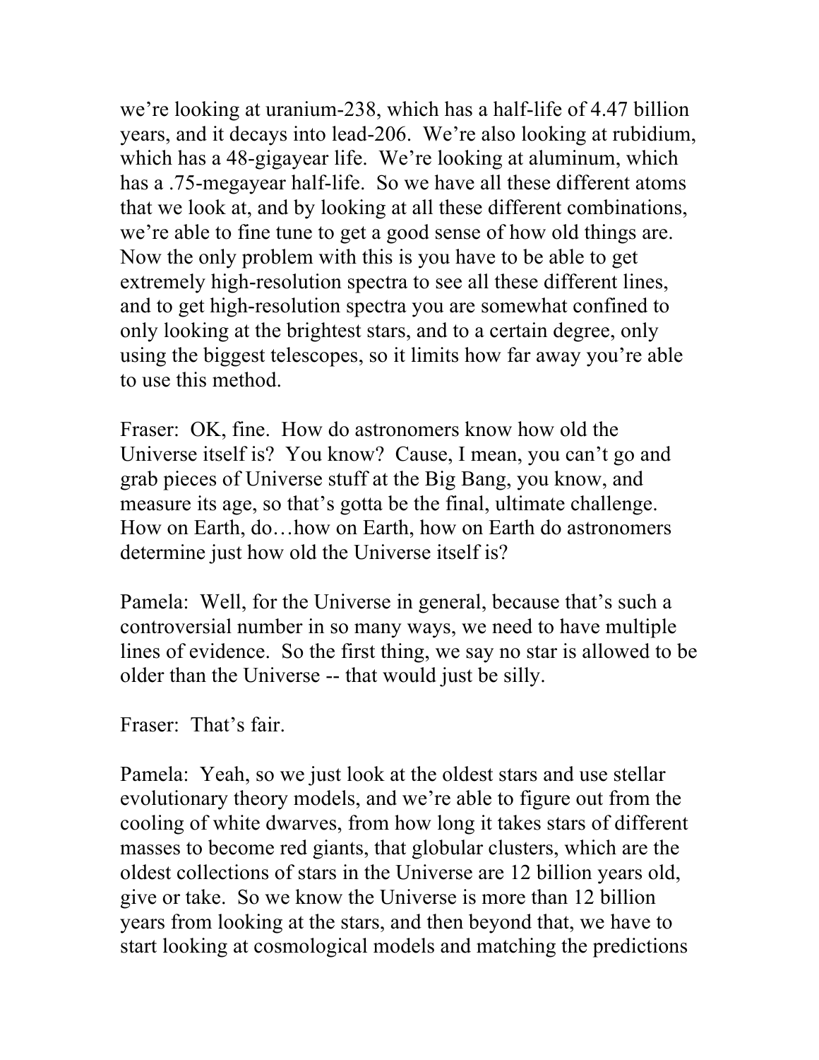we're looking at uranium-238, which has a half-life of 4.47 billion years, and it decays into lead-206. We're also looking at rubidium, which has a 48-gigayear life. We're looking at aluminum, which has a .75-megayear half-life. So we have all these different atoms that we look at, and by looking at all these different combinations, we're able to fine tune to get a good sense of how old things are. Now the only problem with this is you have to be able to get extremely high-resolution spectra to see all these different lines, and to get high-resolution spectra you are somewhat confined to only looking at the brightest stars, and to a certain degree, only using the biggest telescopes, so it limits how far away you're able to use this method.

Fraser: OK, fine. How do astronomers know how old the Universe itself is? You know? Cause, I mean, you can't go and grab pieces of Universe stuff at the Big Bang, you know, and measure its age, so that's gotta be the final, ultimate challenge. How on Earth, do…how on Earth, how on Earth do astronomers determine just how old the Universe itself is?

Pamela: Well, for the Universe in general, because that's such a controversial number in so many ways, we need to have multiple lines of evidence. So the first thing, we say no star is allowed to be older than the Universe -- that would just be silly.

Fraser: That's fair.

Pamela: Yeah, so we just look at the oldest stars and use stellar evolutionary theory models, and we're able to figure out from the cooling of white dwarves, from how long it takes stars of different masses to become red giants, that globular clusters, which are the oldest collections of stars in the Universe are 12 billion years old, give or take. So we know the Universe is more than 12 billion years from looking at the stars, and then beyond that, we have to start looking at cosmological models and matching the predictions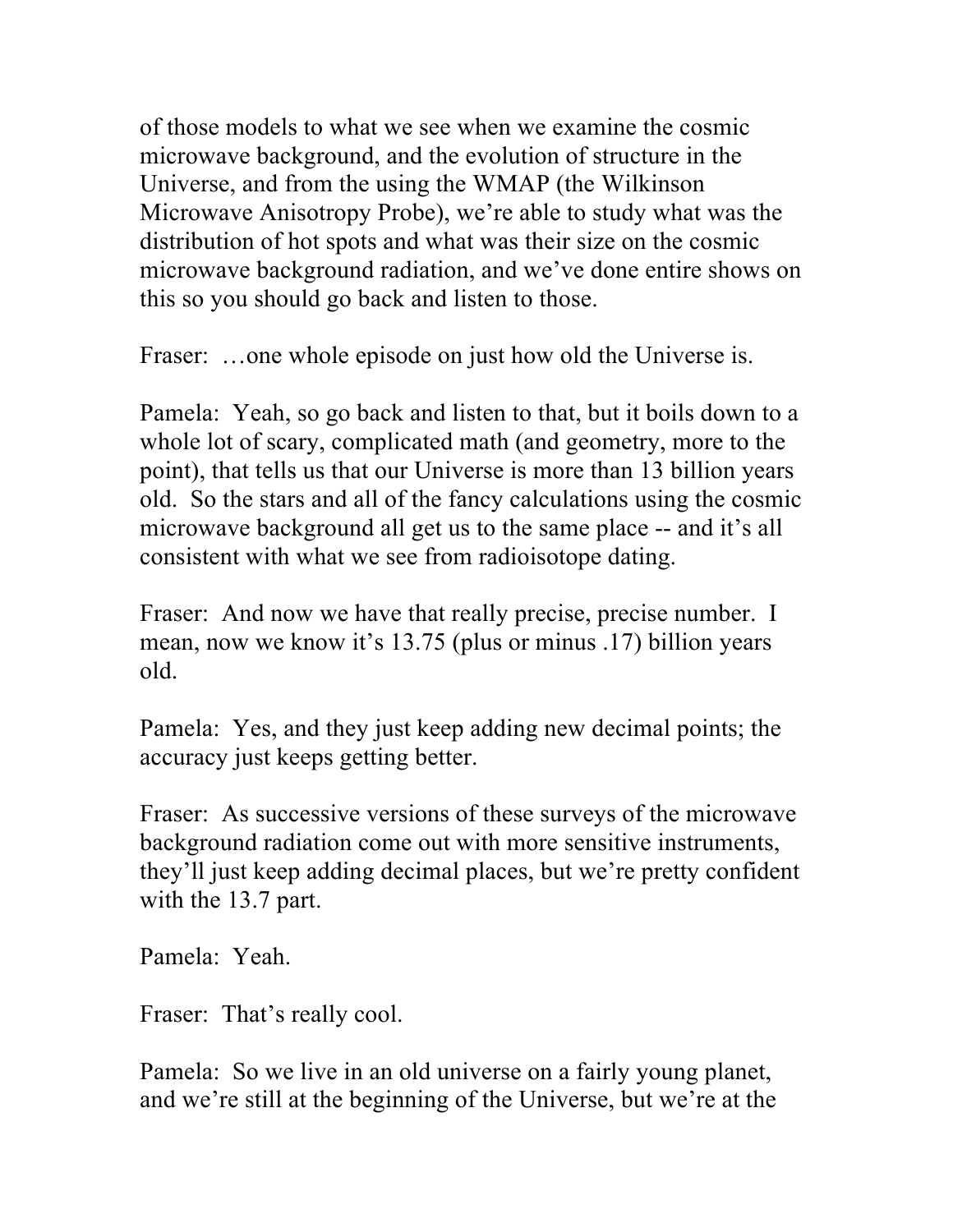of those models to what we see when we examine the cosmic microwave background, and the evolution of structure in the Universe, and from the using the WMAP (the Wilkinson Microwave Anisotropy Probe), we're able to study what was the distribution of hot spots and what was their size on the cosmic microwave background radiation, and we've done entire shows on this so you should go back and listen to those.

Fraser: …one whole episode on just how old the Universe is.

Pamela: Yeah, so go back and listen to that, but it boils down to a whole lot of scary, complicated math (and geometry, more to the point), that tells us that our Universe is more than 13 billion years old. So the stars and all of the fancy calculations using the cosmic microwave background all get us to the same place -- and it's all consistent with what we see from radioisotope dating.

Fraser: And now we have that really precise, precise number. I mean, now we know it's 13.75 (plus or minus .17) billion years old.

Pamela: Yes, and they just keep adding new decimal points; the accuracy just keeps getting better.

Fraser: As successive versions of these surveys of the microwave background radiation come out with more sensitive instruments, they'll just keep adding decimal places, but we're pretty confident with the 13.7 part.

Pamela: Yeah.

Fraser: That's really cool.

Pamela: So we live in an old universe on a fairly young planet, and we're still at the beginning of the Universe, but we're at the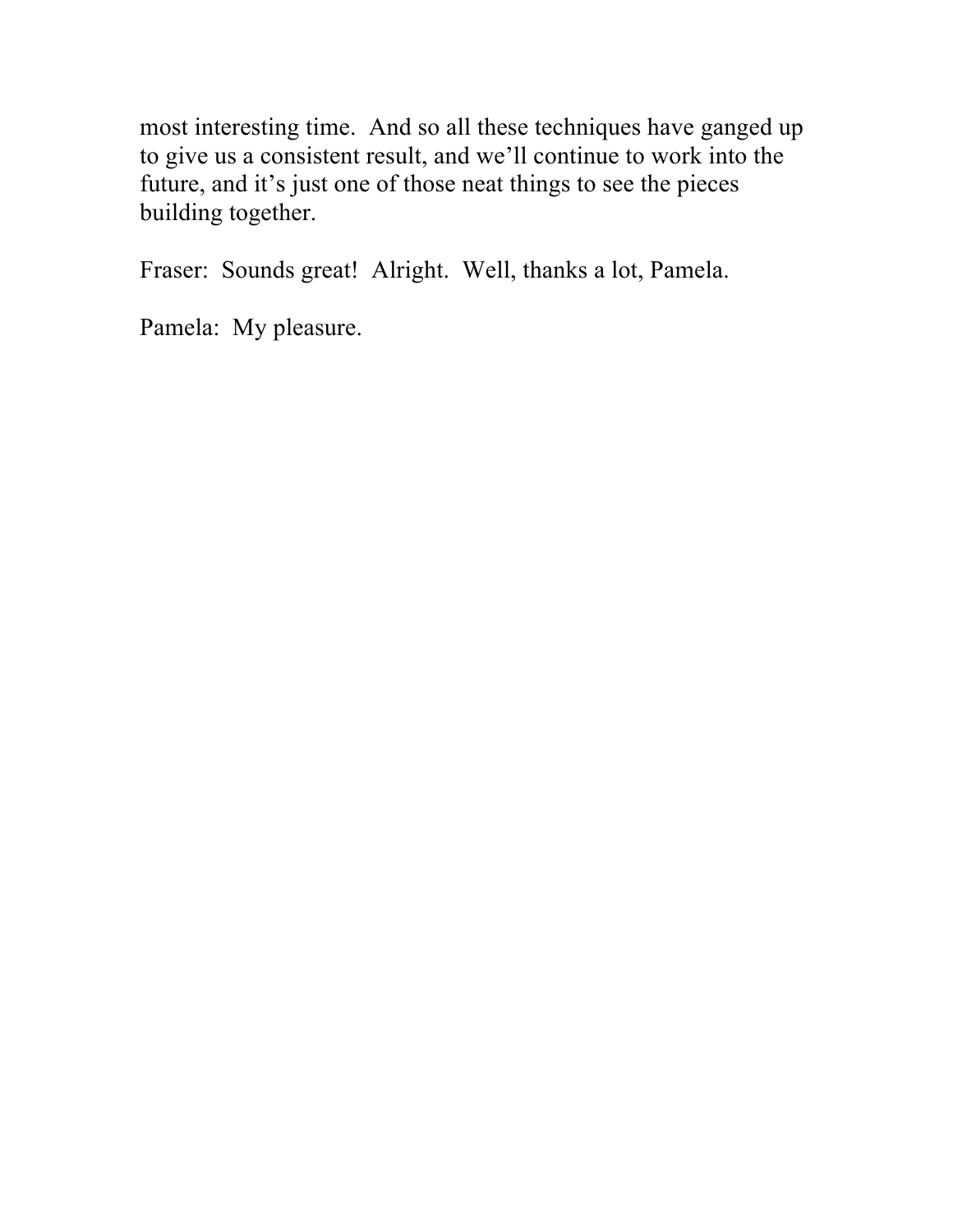most interesting time. And so all these techniques have ganged up to give us a consistent result, and we'll continue to work into the future, and it's just one of those neat things to see the pieces building together.

Fraser: Sounds great! Alright. Well, thanks a lot, Pamela.

Pamela: My pleasure.